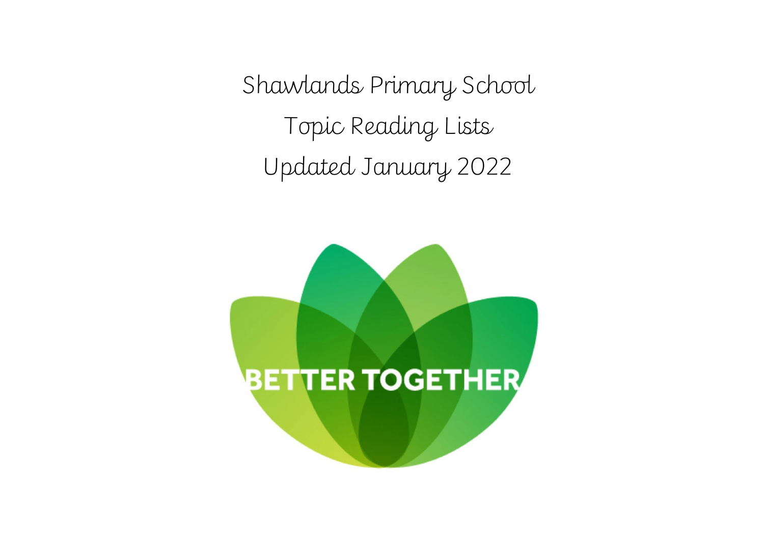# Shawlands Primary School

## Topic Reading Lists

## Updated January 2022

BETTER TOGETHER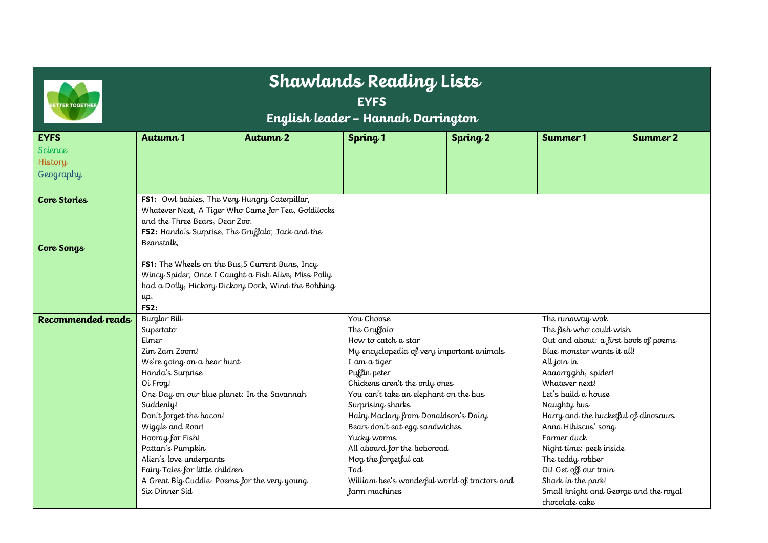# Shawlands Reading Lists

## EYFS

## English leader – Hannah Darrington

| EYFS<br>Science<br>History<br>Geography | Autumn 1 | Autumn 2 | Spring 1 | Spring 2 | Summer 1 | Summer 2 |
|---|---|---|---|---|---|---|
| **Core Stories**<br><br>**Core Songs** | **FS1:** Owl babies, The Very Hungry Caterpillar, Whatever Next, A Tiger Who Came for Tea, Goldilocks and the Three Bears, Dear Zoo.<br>**FS2:** Handa's Surprise, The Gruffalo, Jack and the Beanstalk,<br><br>**FS1:** The Wheels on the Bus,5 Current Buns, Incy Wincy Spider, Once I Caught a Fish Alive, Miss Polly had a Dolly, Hickory Dickory Dock, Wind the Bobbing up.<br>**FS2:** | | | | | |
| **Recommended reads** | Burglar Bill<br>Supertato<br>Elmer<br>Zim Zam Zoom!<br>We're going on a bear hunt<br>Handa's Surprise<br>Oi Frog!<br>One Day on our blue planet: In the Savannah<br>Suddenly!<br>Don't forget the bacon!<br>Wiggle and Roar!<br>Hooray for Fish!<br>Pattan's Pumpkin<br>Alien's love underpants<br>Fairy Tales for little children<br>A Great Big Cuddle: Poems for the very young<br>Six Dinner Sid | | You Choose<br>The Gruffalo<br>How to catch a star<br>My encyclopedia of very important animals<br>I am a tiger<br>Puffin peter<br>Chickens aren't the only ones<br>You can't take an elephant on the bus<br>Surprising sharks<br>Hairy Maclary from Donaldson's Dairy<br>Bears don't eat egg sandwiches<br>Yucky worms<br>All aboard for the boboroad<br>Mog the forgetful cat<br>Tad<br>William bee's wonderful world of tractors and farm machines | | The runaway wok<br>The fish who could wish<br>Out and about: a first book of poems<br>Blue monster wants it all!<br>All join in<br>Aaaarrgghh, spider!<br>Whatever next!<br>Let's build a house<br>Naughty bus<br>Harry and the bucketful of dinosaurs<br>Anna Hibiscus' song<br>Farmer duck<br>Night time: peek inside<br>The teddy robber<br>Oi! Get off our train<br>Shark in the park!<br>Small knight and George and the royal chocolate cake | |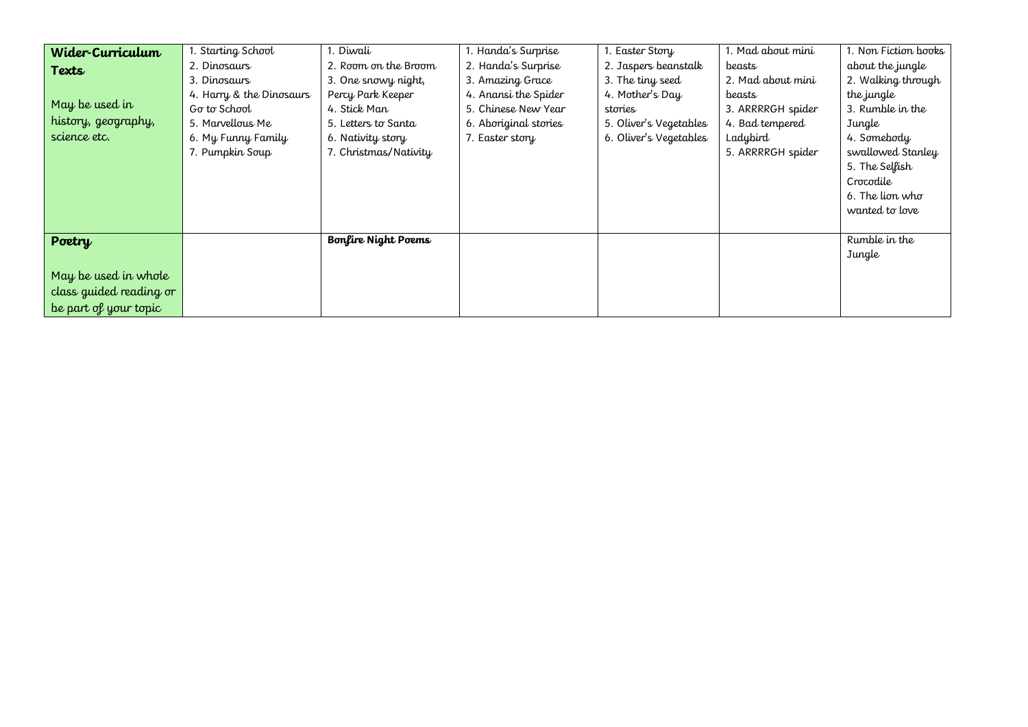| **Wider-Curriculum Texts**<br><br>May be used in history, geography, science etc. | 1. Starting School<br>2. Dinosaurs<br>3. Dinosaurs<br>4. Harry & the Dinosaurs Go to School<br>5. Marvellous Me<br>6. My Funny Family<br>7. Pumpkin Soup | 1. Diwali<br>2. Room on the Broom<br>3. One snowy night, Percy Park Keeper<br>4. Stick Man<br>5. Letters to Santa<br>6. Nativity story<br>7. Christmas/Nativity | 1. Handa's Surprise<br>2. Handa's Surprise<br>3. Amazing Grace<br>4. Anansi the Spider<br>5. Chinese New Year<br>6. Aboriginal stories<br>7. Easter story | 1. Easter Story<br>2. Jaspers beanstalk<br>3. The tiny seed<br>4. Mother's Day stories<br>5. Oliver's Vegetables<br>6. Oliver's Vegetables | 1. Mad about mini beasts<br>2. Mad about mini beasts<br>3. ARRRRGH spider<br>4. Bad tempered Ladybird<br>5. ARRRRGH spider | 1. Non Fiction books about the jungle<br>2. Walking through the jungle<br>3. Rumble in the Jungle<br>4. Somebody swallowed Stanley<br>5. The Selfish Crocodile<br>6. The lion who wanted to love |
|---|---|---|---|---|---|---|
| **Poetry**<br><br>May be used in whole class guided reading or be part of your topic | | **Bonfire Night Poems** | | | | Rumble in the Jungle |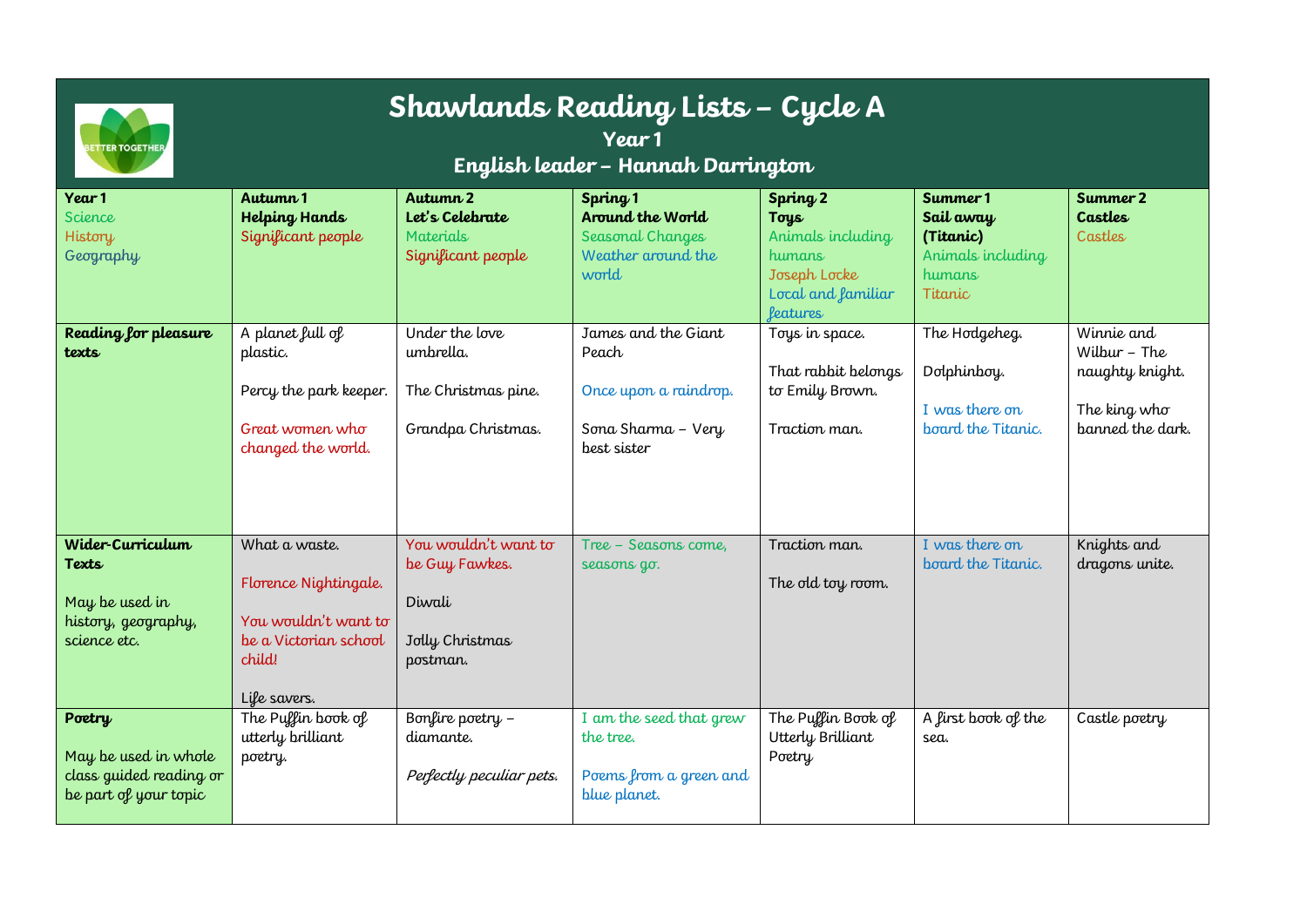# Shawlands Reading Lists – Cycle A

## Year 1

### English leader – Hannah Darrington

| Year 1<br>Science<br>History<br>Geography | Autumn 1<br>**Helping Hands**<br>Significant people | Autumn 2<br>**Let's Celebrate**<br>Materials<br>Significant people | Spring 1<br>**Around the World**<br>Seasonal Changes<br>Weather around the world | Spring 2<br>**Toys**<br>Animals including humans<br>Joseph Locke<br>Local and familiar features | Summer 1<br>**Sail away (Titanic)**<br>Animals including humans<br>Titanic | Summer 2<br>**Castles**<br>Castles |
|---|---|---|---|---|---|---|
| **Reading for pleasure texts** | A planet full of plastic.<br><br>Percy the park keeper.<br><br>Great women who changed the world. | Under the love umbrella.<br><br>The Christmas pine.<br><br>Grandpa Christmas. | James and the Giant Peach<br><br>Once upon a raindrop.<br><br>Sona Sharma – Very best sister | Toys in space.<br><br>That rabbit belongs to Emily Brown.<br><br>Traction man. | The Hodgeheg.<br><br>Dolphinboy.<br><br>I was there on board the Titanic. | Winnie and Wilbur – The naughty knight.<br><br>The king who banned the dark. |
| **Wider-Curriculum Texts**<br><br>May be used in history, geography, science etc. | What a waste.<br><br>Florence Nightingale.<br><br>You wouldn't want to be a Victorian school child!<br><br>Life savers. | You wouldn't want to be Guy Fawkes.<br><br>Diwali<br><br>Jolly Christmas postman. | Tree – Seasons come, seasons go. | Traction man.<br><br>The old toy room. | I was there on board the Titanic. | Knights and dragons unite. |
| **Poetry**<br><br>May be used in whole class guided reading or be part of your topic | The Puffin book of utterly brilliant poetry. | Bonfire poetry – diamante.<br><br>*Perfectly peculiar pets.* | I am the seed that grew the tree.<br><br>Poems from a green and blue planet. | The Puffin Book of Utterly Brilliant Poetry | A first book of the sea. | Castle poetry |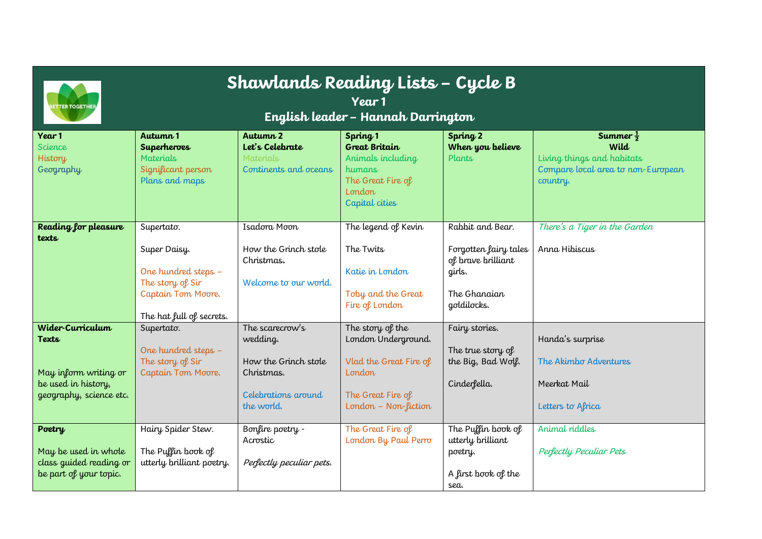# Shawlands Reading Lists – Cycle B

## Year 1

## English leader – Hannah Darrington

| Year 1<br>Science<br>History<br>Geography | Autumn 1<br>**Superheroes**<br>Materials<br>Significant person<br>Plans and maps | Autumn 2<br>**Let's Celebrate**<br>Materials<br>Continents and oceans | Spring 1<br>**Great Britain**<br>Animals including humans<br>The Great Fire of London<br>Capital cities | Spring 2<br>**When you believe**<br>Plants | Summer ½<br>**Wild**<br>Living things and habitats<br>Compare local area to non-European country. |
|---|---|---|---|---|---|
| **Reading for pleasure texts** | Supertato.<br><br>Super Daisy.<br><br>One hundred steps – The story of Sir Captain Tom Moore.<br><br>The hat full of secrets. | Isadora Moon<br><br>How the Grinch stole Christmas.<br><br>Welcome to our world. | The legend of Kevin<br><br>The Twits<br><br>Katie in London<br><br>Toby and the Great Fire of London | Rabbit and Bear.<br><br>Forgotten fairy tales of brave brilliant girls.<br><br>The Ghanaian goldilocks. | *There's a Tiger in the Garden*<br><br>Anna Hibiscus |
| **Wider-Curriculum Texts**<br><br>May inform writing or be used in history, geography, science etc. | Supertato.<br><br>One hundred steps – The story of Sir Captain Tom Moore. | The scarecrow's wedding.<br><br>How the Grinch stole Christmas.<br><br>Celebrations around the world. | The story of the London Underground.<br><br>Vlad the Great Fire of London<br><br>The Great Fire of London – Non-fiction | Fairy stories.<br><br>The true story of the Big, Bad Wolf.<br><br>Cinderfella. | Handa's surprise<br><br>The Akimbo Adventures<br><br>Meerkat Mail<br><br>Letters to Africa |
| **Poetry**<br><br>May be used in whole class guided reading or be part of your topic. | Hairy Spider Stew.<br><br>The Puffin book of utterly brilliant poetry. | Bonfire poetry - Acrostic<br><br>*Perfectly peculiar pets.* | The Great Fire of London By Paul Perro | The Puffin book of utterly brilliant poetry.<br><br>A first book of the sea. | Animal riddles<br><br>*Perfectly Peculiar Pets* |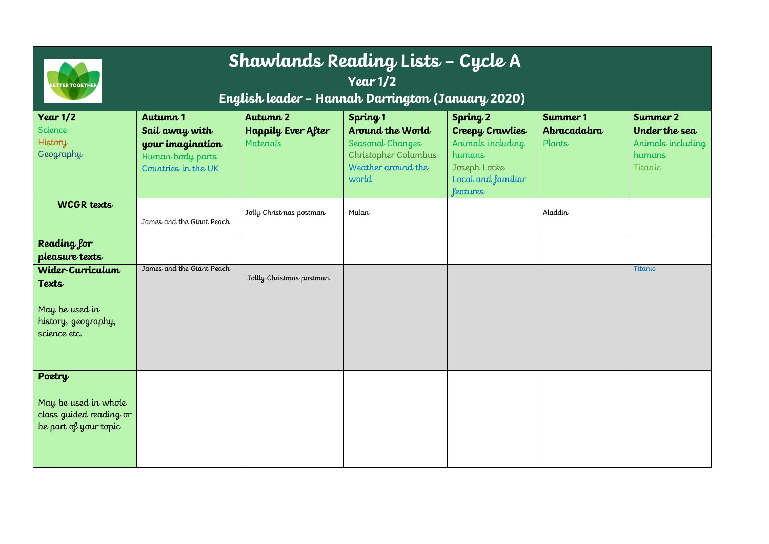# Shawlands Reading Lists – Cycle A

## Year 1/2

### English leader – Hannah Darrington (January 2020)

| Year 1/2<br>Science<br>History<br>Geography | Autumn 1<br>**Sail away with your imagination**<br>Human body parts<br>Countries in the UK | Autumn 2<br>**Happily Ever After**<br>Materials | Spring 1<br>**Around the World**<br>Seasonal Changes<br>Christopher Columbus<br>Weather around the world | Spring 2<br>**Creepy Crawlies**<br>Animals including humans<br>Joseph Locke<br>Local and familiar features | Summer 1<br>**Abracadabra**<br>Plants | Summer 2<br>**Under the sea**<br>Animals including humans<br>Titanic |
|---|---|---|---|---|---|---|
| **WCGR texts** | James and the Giant Peach | Jolly Christmas postman | Mulan | | Aladdin | |
| **Reading for pleasure texts** | | | | | | |
| **Wider-Curriculum Texts**<br>May be used in history, geography, science etc. | James and the Giant Peach | Jollly Christmas postman | | | | Titanic |
| **Poetry**<br>May be used in whole class guided reading or be part of your topic | | | | | | |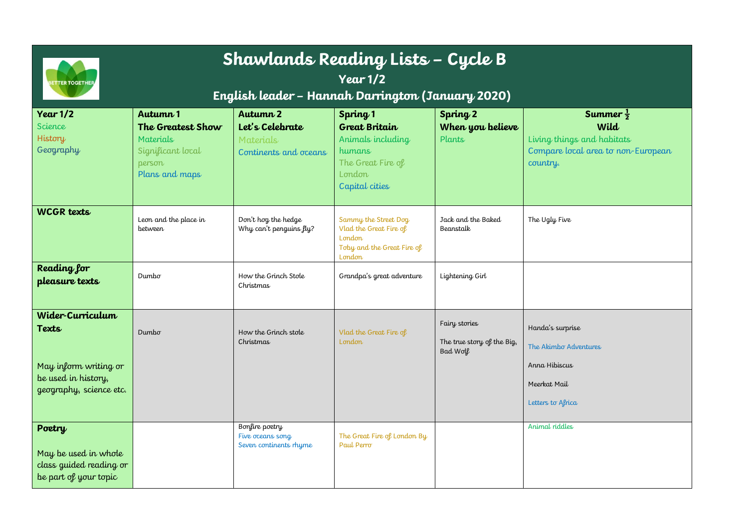# Shawlands Reading Lists – Cycle B

## Year 1/2

### English leader – Hannah Darrington (January 2020)

| Year 1/2<br>Science<br>History<br>Geography | Autumn 1<br>**The Greatest Show**<br>Materials<br>Significant local person<br>Plans and maps | Autumn 2<br>**Let's Celebrate**<br>Materials<br>Continents and oceans | Spring 1<br>**Great Britain**<br>Animals including humans<br>The Great Fire of London<br>Capital cities | Spring 2<br>**When you believe**<br>Plants | Summer ½<br>**Wild**<br>Living things and habitats<br>Compare local area to non-European country. |
|---|---|---|---|---|---|
| **WCGR texts** | Leon and the place in between | Don't hog the hedge<br>Why can't penguins fly? | Sammy the Street Dog<br>Vlad the Great Fire of London<br>Toby and the Great Fire of London | Jack and the Baked Beanstalk | The Ugly Five |
| **Reading for pleasure texts** | Dumbo | How the Grinch Stole Christmas | Grandpa's great adventure | Lightening Girl | |
| **Wider-Curriculum Texts**<br><br>May inform writing or be used in history, geography, science etc. | Dumbo | How the Grinch stole Christmas | Vlad the Great Fire of London | Fairy stories<br><br>The true story of the Big, Bad Wolf | Handa's surprise<br><br>The Akimbo Adventures<br><br>Anna Hibiscus<br><br>Meerkat Mail<br><br>Letters to Africa |
| **Poetry**<br><br>May be used in whole class guided reading or be part of your topic | | Bonfire poetry<br>Five oceans song<br>Seven continents rhyme | The Great Fire of London By Paul Perro | | Animal riddles |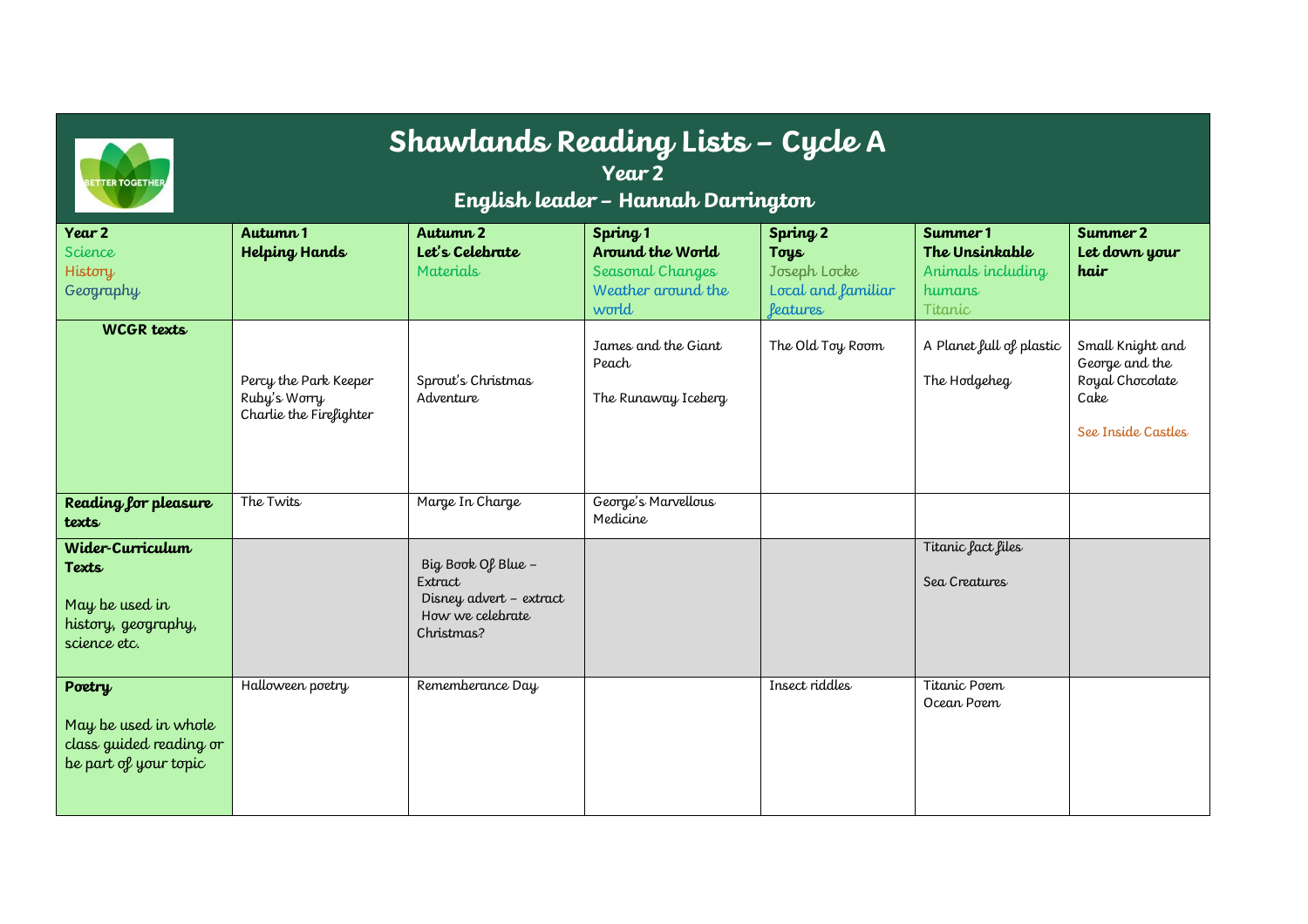# Shawlands Reading Lists – Cycle A

## Year 2

### English leader – Hannah Darrington

| Year 2<br>Science<br>History<br>Geography | Autumn 1<br>**Helping Hands** | Autumn 2<br>**Let's Celebrate**<br>Materials | Spring 1<br>**Around the World**<br>Seasonal Changes<br>Weather around the world | Spring 2<br>**Toys**<br>Joseph Locke<br>Local and familiar features | Summer 1<br>**The Unsinkable**<br>Animals including humans<br>Titanic | Summer 2<br>**Let down your hair** |
|---|---|---|---|---|---|---|
| **WCGR texts** | Percy the Park Keeper<br>Ruby's Worry<br>Charlie the Firefighter | Sprout's Christmas Adventure | James and the Giant Peach<br><br>The Runaway Iceberg | The Old Toy Room | A Planet full of plastic<br><br>The Hodgeheg | Small Knight and George and the Royal Chocolate Cake<br><br>See Inside Castles |
| **Reading for pleasure texts** | The Twits | Marge In Charge | George's Marvellous Medicine | | | |
| **Wider-Curriculum Texts**<br><br>May be used in history, geography, science etc. | | Big Book Of Blue – Extract<br>Disney advert – extract<br>How we celebrate Christmas? | | | Titanic fact files<br><br>Sea Creatures | |
| **Poetry**<br><br>May be used in whole class guided reading or be part of your topic | Halloween poetry | Rememberance Day | | Insect riddles | Titanic Poem<br>Ocean Poem | |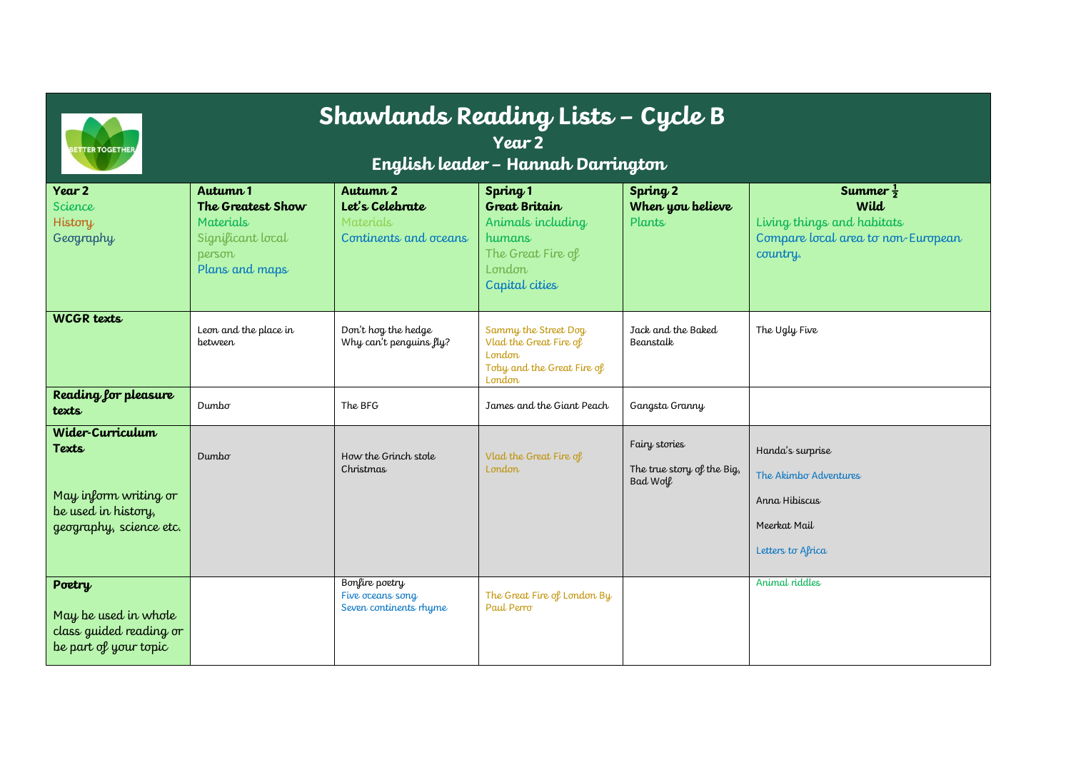# Shawlands Reading Lists – Cycle B

## Year 2

## English leader – Hannah Darrington

| Year 2<br>Science<br>History<br>Geography | Autumn 1<br>**The Greatest Show**<br>Materials<br>Significant local person<br>Plans and maps | Autumn 2<br>**Let's Celebrate**<br>Materials<br>Continents and oceans | Spring 1<br>**Great Britain**<br>Animals including humans<br>The Great Fire of London<br>Capital cities | Spring 2<br>**When you believe**<br>Plants | Summer ½<br>**Wild**<br>Living things and habitats<br>Compare local area to non-European country. |
|---|---|---|---|---|---|
| **WCGR texts** | Leon and the place in between | Don't hog the hedge<br>Why can't penguins fly? | Sammy the Street Dog<br>Vlad the Great Fire of London<br>Toby and the Great Fire of London | Jack and the Baked Beanstalk | The Ugly Five |
| **Reading for pleasure texts** | Dumbo | The BFG | James and the Giant Peach | Gangsta Granny | |
| **Wider-Curriculum Texts**<br><br>May inform writing or be used in history, geography, science etc. | Dumbo | How the Grinch stole Christmas | Vlad the Great Fire of London | Fairy stories<br><br>The true story of the Big, Bad Wolf | Handa's surprise<br><br>The Akimbo Adventures<br><br>Anna Hibiscus<br><br>Meerkat Mail<br><br>Letters to Africa |
| **Poetry**<br><br>May be used in whole class guided reading or be part of your topic | | Bonfire poetry<br>Five oceans song<br>Seven continents rhyme | The Great Fire of London By Paul Perro | | Animal riddles |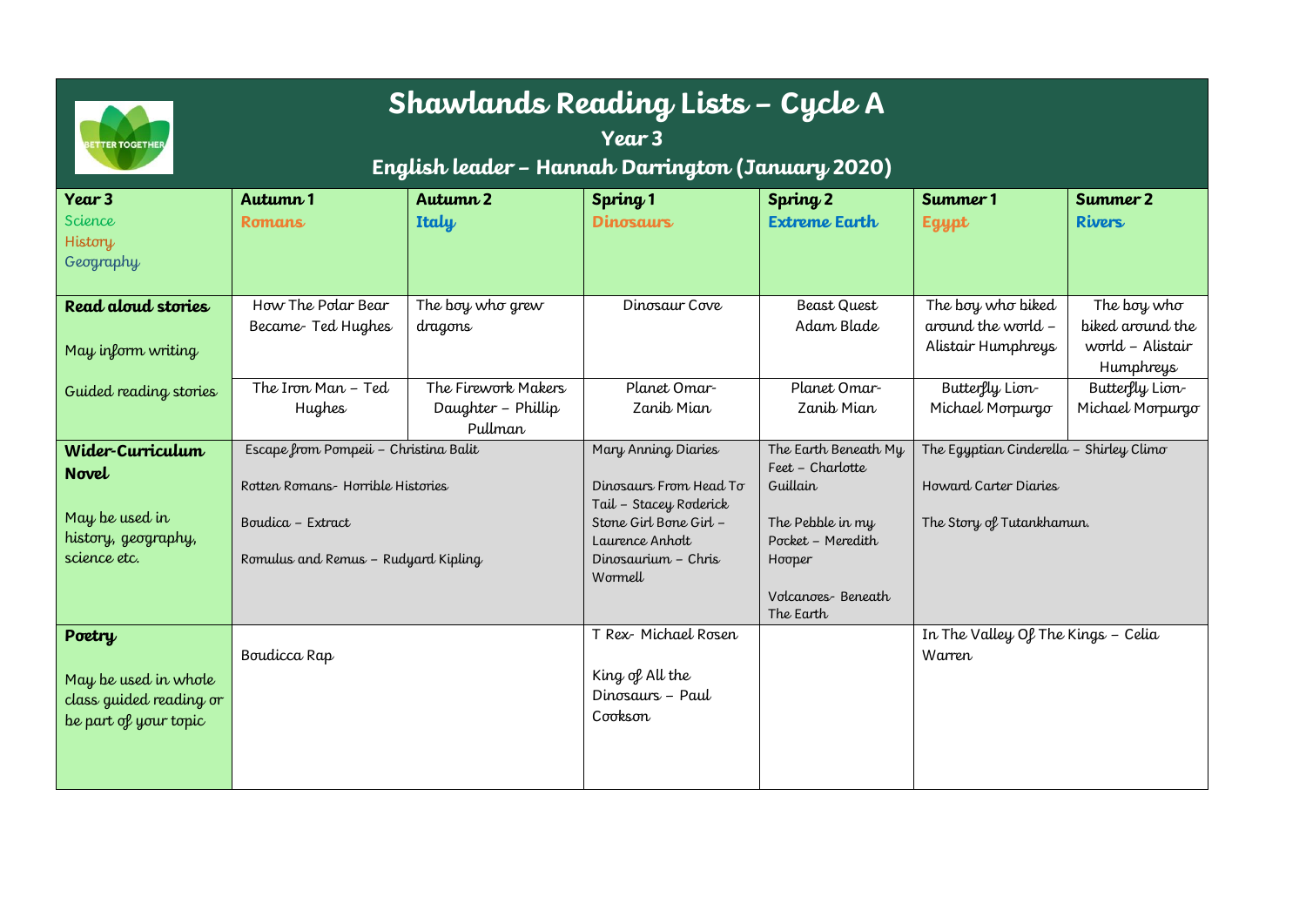# Shawlands Reading Lists – Cycle A

## Year 3

### English leader – Hannah Darrington (January 2020)

| Year 3<br>Science<br>History<br>Geography | Autumn 1<br>Romans | Autumn 2<br>Italy | Spring 1<br>Dinosaurs | Spring 2<br>Extreme Earth | Summer 1<br>Egypt | Summer 2<br>Rivers |
|---|---|---|---|---|---|---|
| **Read aloud stories**<br><br>May inform writing | How The Polar Bear Became- Ted Hughes | The boy who grew dragons | Dinosaur Cove | Beast Quest Adam Blade | The boy who biked around the world – Alistair Humphreys | The boy who biked around the world – Alistair Humphreys |
| Guided reading stories | The Iron Man – Ted Hughes | The Firework Makers Daughter – Phillip Pullman | Planet Omar- Zanib Mian | Planet Omar- Zanib Mian | Butterfly Lion- Michael Morpurgo | Butterfly Lion- Michael Morpurgo |
| **Wider-Curriculum Novel**<br><br>May be used in history, geography, science etc. | Escape from Pompeii – Christina Balit<br><br>Rotten Romans- Horrible Histories<br><br>Boudica – Extract<br><br>Romulus and Remus – Rudyard Kipling | | Mary Anning Diaries<br><br>Dinosaurs From Head To Tail – Stacey Roderick<br>Stone Girl Bone Girl – Laurence Anholt<br>Dinosaurium – Chris Wormell | The Earth Beneath My Feet – Charlotte Guillain<br><br>The Pebble in my Pocket – Meredith Hooper<br><br>Volcanoes- Beneath The Earth | The Egyptian Cinderella – Shirley Climo<br><br>Howard Carter Diaries<br><br>The Story of Tutankhamun. | |
| **Poetry**<br><br>May be used in whole class guided reading or be part of your topic | Boudicca Rap | | T Rex- Michael Rosen<br><br>King of All the Dinosaurs – Paul Cookson | | In The Valley Of The Kings – Celia Warren | |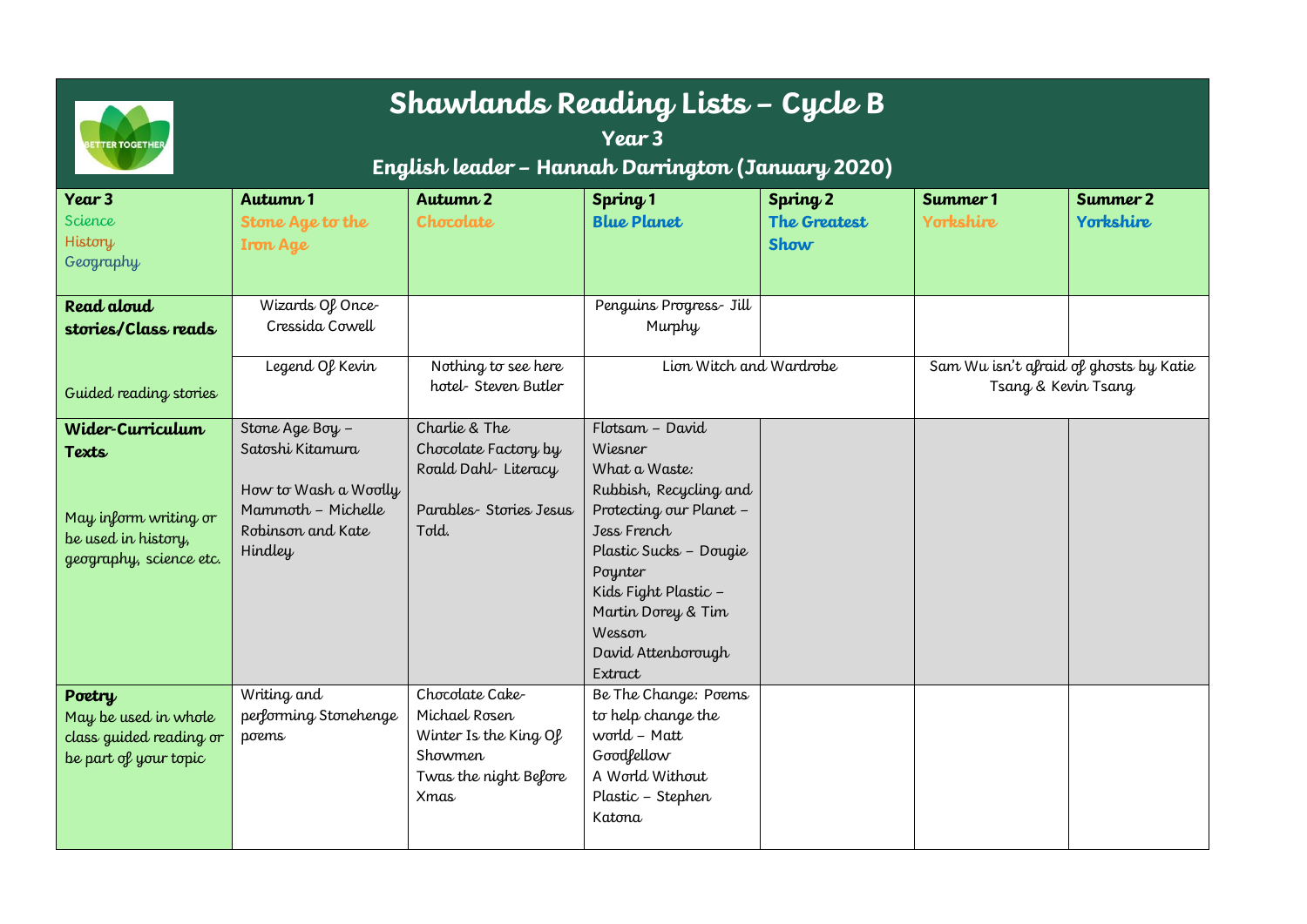# Shawlands Reading Lists – Cycle B

## Year 3

### English leader – Hannah Darrington (January 2020)

| Year 3<br>Science<br>History<br>Geography | Autumn 1<br>Stone Age to the Iron Age | Autumn 2<br>Chocolate | Spring 1<br>Blue Planet | Spring 2<br>The Greatest Show | Summer 1<br>Yorkshire | Summer 2<br>Yorkshire |
|---|---|---|---|---|---|---|
| **Read aloud stories/Class reads** | Wizards Of Once- Cressida Cowell | | Penguins Progress- Jill Murphy | | | |
| Guided reading stories | Legend Of Kevin | Nothing to see here hotel- Steven Butler | Lion Witch and Wardrobe | | Sam Wu isn't afraid of ghosts by Katie Tsang & Kevin Tsang | |
| **Wider-Curriculum Texts**<br>May inform writing or be used in history, geography, science etc. | Stone Age Boy – Satoshi Kitamura<br><br>How to Wash a Woolly Mammoth – Michelle Robinson and Kate Hindley | Charlie & The Chocolate Factory by Roald Dahl- Literacy<br><br>Parables- Stories Jesus Told. | Flotsam – David Wiesner<br>What a Waste: Rubbish, Recycling and Protecting our Planet – Jess French<br>Plastic Sucks – Dougie Poynter<br>Kids Fight Plastic – Martin Dorey & Tim Wesson<br>David Attenborough Extract | | | |
| **Poetry**<br>May be used in whole class guided reading or be part of your topic | Writing and performing Stonehenge poems | Chocolate Cake- Michael Rosen<br>Winter Is the King Of Showmen<br>Twas the night Before Xmas | Be The Change: Poems to help change the world – Matt Goodfellow<br>A World Without Plastic – Stephen Katona | | | |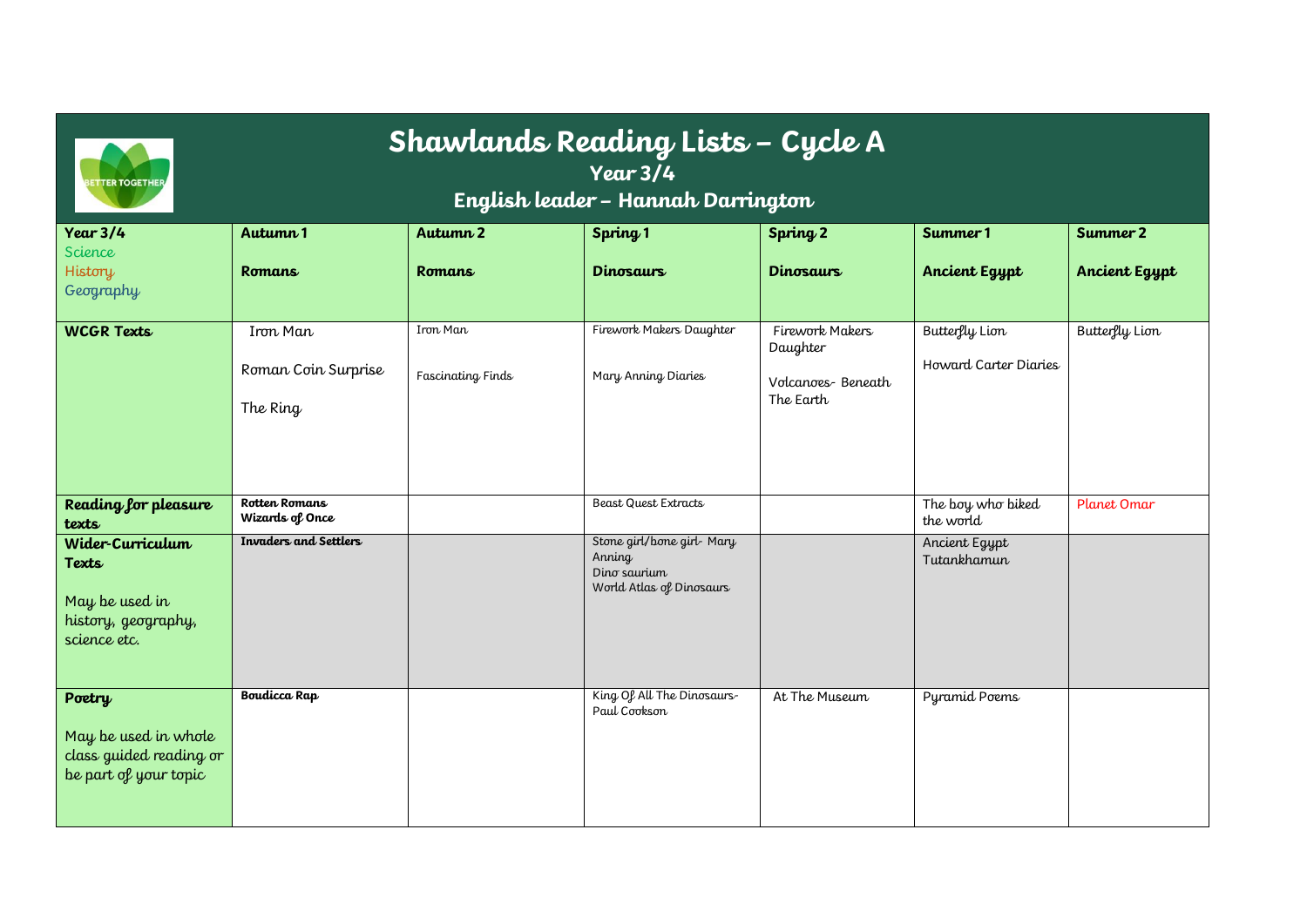# Shawlands Reading Lists – Cycle A

## Year 3/4

## English leader – Hannah Darrington

| Year 3/4<br>Science<br>History<br>Geography | Autumn 1<br><br>Romans | Autumn 2<br><br>Romans | Spring 1<br><br>Dinosaurs | Spring 2<br><br>Dinosaurs | Summer 1<br><br>Ancient Egypt | Summer 2<br><br>Ancient Egypt |
|---|---|---|---|---|---|---|
| **WCGR Texts** | Iron Man<br><br>Roman Coin Surprise<br><br>The Ring | Iron Man<br><br>Fascinating Finds | Firework Makers Daughter<br><br>Mary Anning Diaries | Firework Makers Daughter<br><br>Volcanoes- Beneath The Earth | Butterfly Lion<br><br>Howard Carter Diaries | Butterfly Lion |
| **Reading for pleasure texts** | **Rotten Romans**<br>**Wizards of Once** | | Beast Quest Extracts | | The boy who biked the world | Planet Omar |
| **Wider-Curriculum Texts**<br><br>May be used in history, geography, science etc. | **Invaders and Settlers** | | Stone girl/bone girl- Mary Anning<br>Dino saurium<br>World Atlas of Dinosaurs | | Ancient Egypt<br>Tutankhamun | |
| **Poetry**<br><br>May be used in whole class guided reading or be part of your topic | **Boudicca Rap** | | King Of All The Dinosaurs- Paul Cookson | At The Museum | Pyramid Poems | |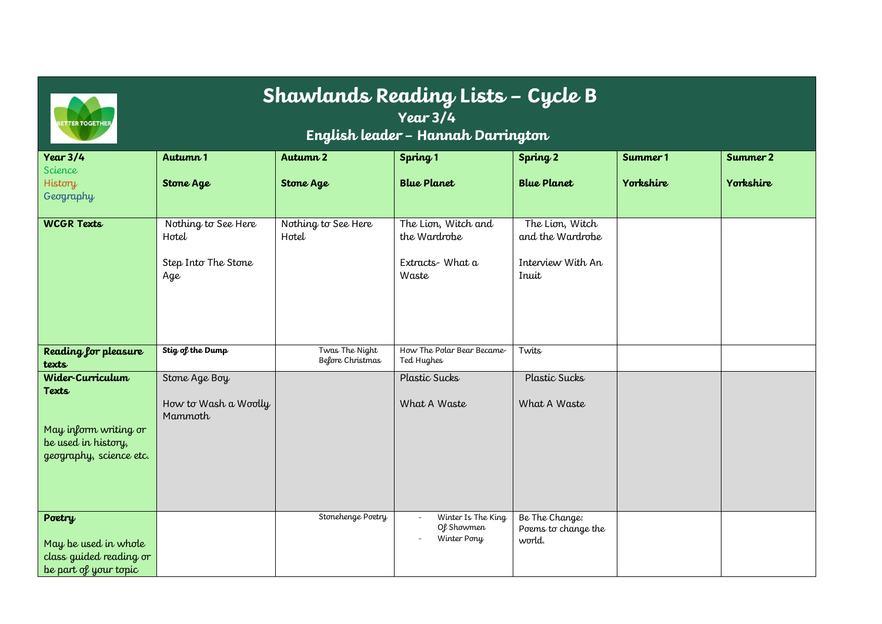# Shawlands Reading Lists – Cycle B

## Year 3/4

### English leader – Hannah Darrington

| Year 3/4<br>Science<br>History<br>Geography | Autumn 1<br><br>Stone Age | Autumn 2<br><br>Stone Age | Spring 1<br><br>Blue Planet | Spring 2<br><br>Blue Planet | Summer 1<br><br>Yorkshire | Summer 2<br><br>Yorkshire |
|---|---|---|---|---|---|---|
| **WCGR Texts** | Nothing to See Here Hotel<br><br>Step Into The Stone Age | Nothing to See Here Hotel | The Lion, Witch and the Wardrobe<br><br>Extracts- What a Waste | The Lion, Witch and the Wardrobe<br><br>Interview With An Inuit | | |
| **Reading for pleasure texts** | **Stig of the Dump** | Twas The Night Before Christmas | How The Polar Bear Became- Ted Hughes | Twits | | |
| **Wider-Curriculum Texts**<br><br>May inform writing or be used in history, geography, science etc. | Stone Age Boy<br><br>How to Wash a Woolly Mammoth | | Plastic Sucks<br><br>What A Waste | Plastic Sucks<br><br>What A Waste | | |
| **Poetry**<br><br>May be used in whole class guided reading or be part of your topic | | Stonehenge Poetry | - Winter Is The King Of Showmen<br>- Winter Pony | Be The Change: Poems to change the world. | | |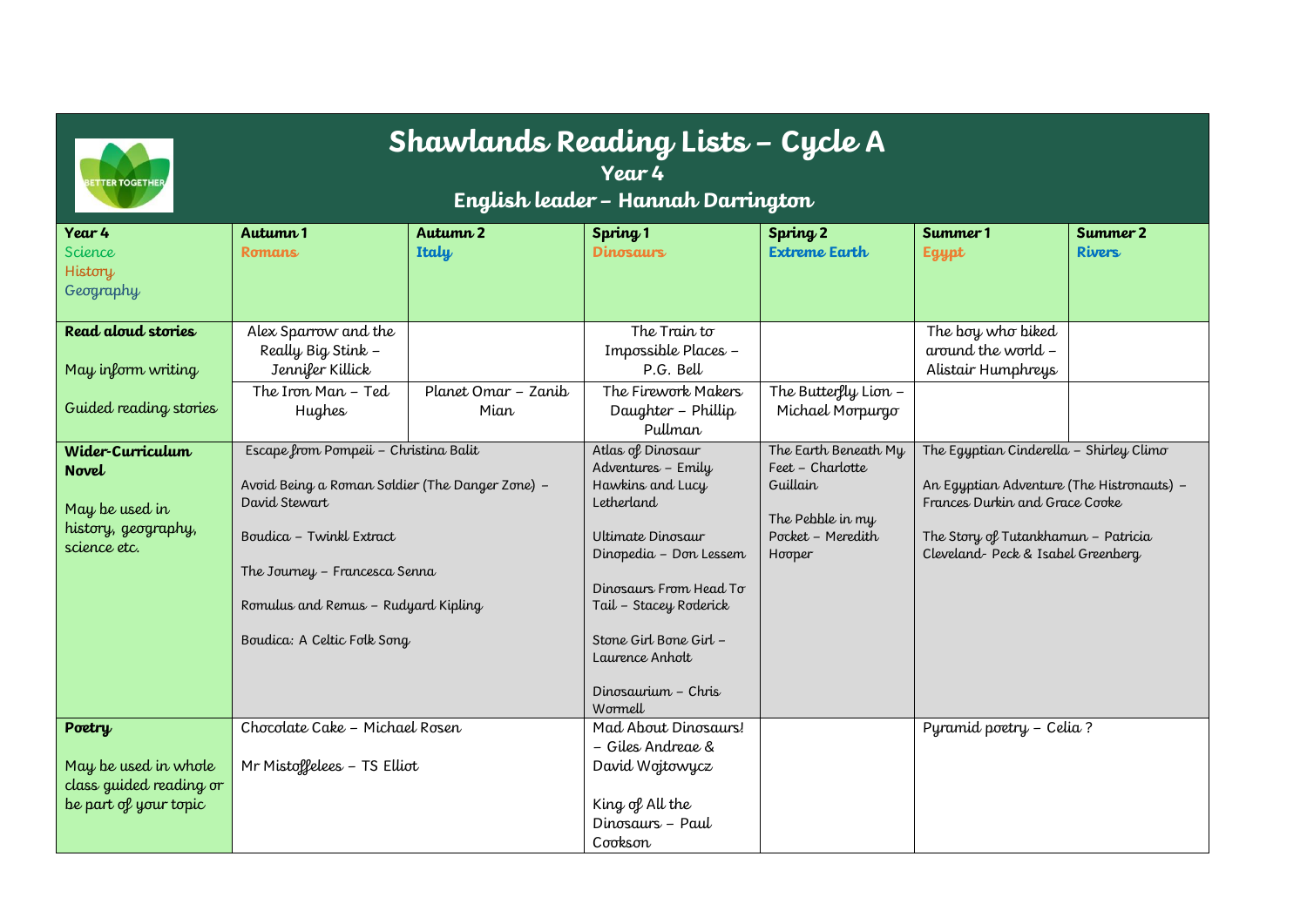# Shawlands Reading Lists – Cycle A

## Year 4

### English leader – Hannah Darrington

| Year 4<br>Science<br>History<br>Geography | Autumn 1<br>Romans | Autumn 2<br>Italy | Spring 1<br>Dinosaurs | Spring 2<br>Extreme Earth | Summer 1<br>Egypt | Summer 2<br>Rivers |
|---|---|---|---|---|---|---|
| **Read aloud stories**<br><br>May inform writing | Alex Sparrow and the Really Big Stink – Jennifer Killick | | The Train to Impossible Places – P.G. Bell | | The boy who biked around the world – Alistair Humphreys | |
| Guided reading stories | The Iron Man – Ted Hughes | Planet Omar – Zanib Mian | The Firework Makers Daughter – Phillip Pullman | The Butterfly Lion – Michael Morpurgo | | |
| **Wider-Curriculum Novel**<br><br>May be used in history, geography, science etc. | Escape from Pompeii – Christina Balit<br><br>Avoid Being a Roman Soldier (The Danger Zone) – David Stewart<br><br>Boudica – Twinkl Extract<br><br>The Journey – Francesca Senna<br><br>Romulus and Remus – Rudyard Kipling<br><br>Boudica: A Celtic Folk Song | | Atlas of Dinosaur Adventures – Emily Hawkins and Lucy Letherland<br><br>Ultimate Dinosaur Dinopedia – Don Lessem<br><br>Dinosaurs From Head To Tail – Stacey Roderick<br><br>Stone Girl Bone Girl – Laurence Anholt<br><br>Dinosaurium – Chris Wormell | The Earth Beneath My Feet – Charlotte Guillain<br><br>The Pebble in my Pocket – Meredith Hooper | The Egyptian Cinderella – Shirley Climo<br><br>An Egyptian Adventure (The Histronauts) – Frances Durkin and Grace Cooke<br><br>The Story of Tutankhamun – Patricia Cleveland- Peck & Isabel Greenberg | |
| **Poetry**<br><br>May be used in whole class guided reading or be part of your topic | Chocolate Cake – Michael Rosen<br><br>Mr Mistoffelees – TS Elliot | | Mad About Dinosaurs! – Giles Andreae & David Wojtowycz<br><br>King of All the Dinosaurs – Paul Cookson | | Pyramid poetry – Celia ? | |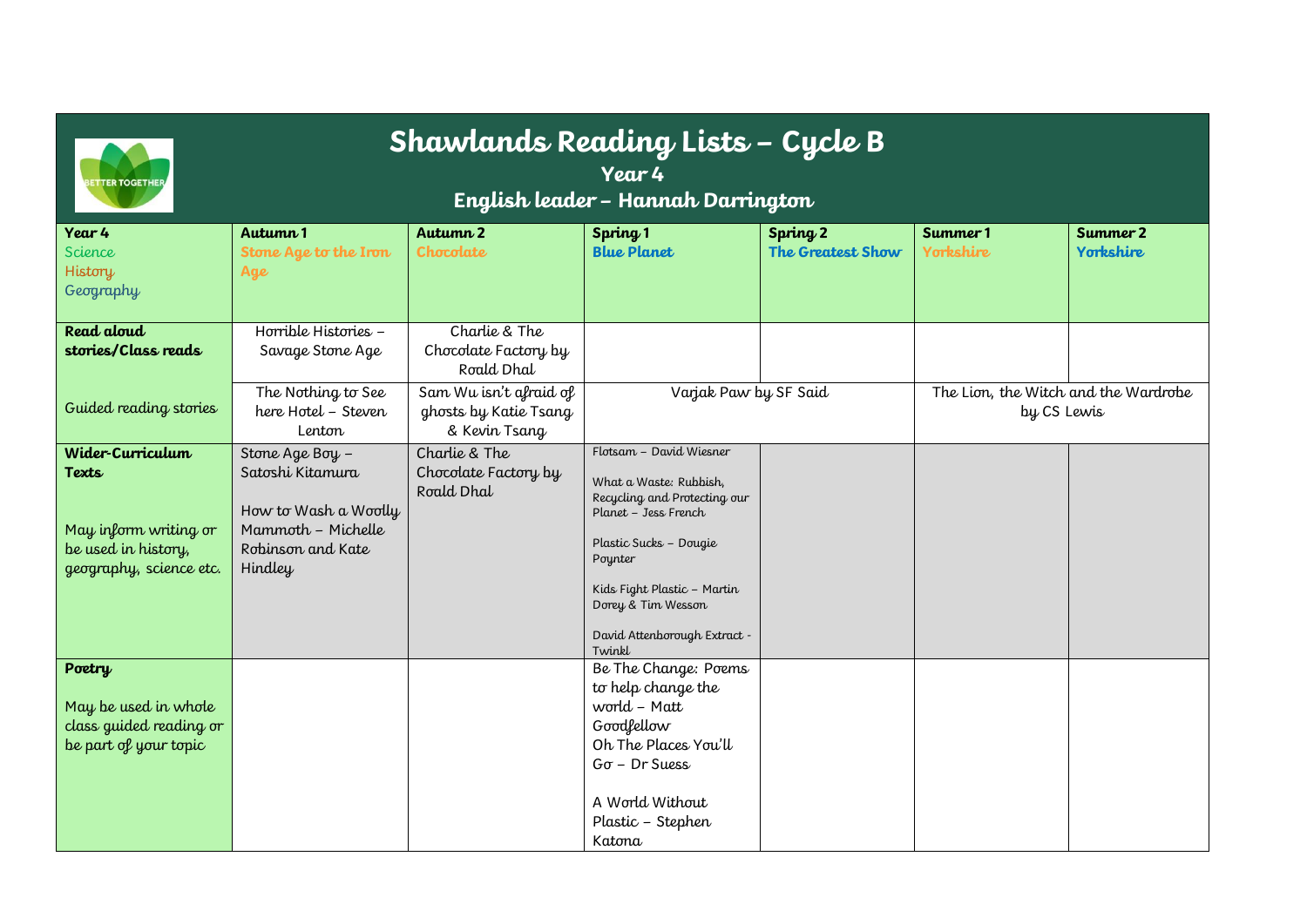# Shawlands Reading Lists – Cycle B

## Year 4

## English leader – Hannah Darrington

| Year 4<br>Science<br>History<br>Geography | Autumn 1<br>Stone Age to the Iron Age | Autumn 2<br>Chocolate | Spring 1<br>Blue Planet | Spring 2<br>The Greatest Show | Summer 1<br>Yorkshire | Summer 2<br>Yorkshire |
|---|---|---|---|---|---|---|
| **Read aloud stories/Class reads** | Horrible Histories – Savage Stone Age | Charlie & The Chocolate Factory by Roald Dhal | | | | |
| Guided reading stories | The Nothing to See here Hotel – Steven Lenton | Sam Wu isn't afraid of ghosts by Katie Tsang & Kevin Tsang | Varjak Paw by SF Said | | The Lion, the Witch and the Wardrobe by CS Lewis | |
| **Wider-Curriculum Texts**<br><br>May inform writing or be used in history, geography, science etc. | Stone Age Boy – Satoshi Kitamura<br><br>How to Wash a Woolly Mammoth – Michelle Robinson and Kate Hindley | Charlie & The Chocolate Factory by Roald Dhal | Flotsam – David Wiesner<br><br>What a Waste: Rubbish, Recycling and Protecting our Planet – Jess French<br><br>Plastic Sucks – Dougie Poynter<br><br>Kids Fight Plastic – Martin Dorey & Tim Wesson<br><br>David Attenborough Extract - Twinkl | | | |
| **Poetry**<br><br>May be used in whole class guided reading or be part of your topic | | | Be The Change: Poems to help change the world – Matt Goodfellow<br>Oh The Places You'll Go – Dr Suess<br><br>A World Without Plastic – Stephen Katona | | | |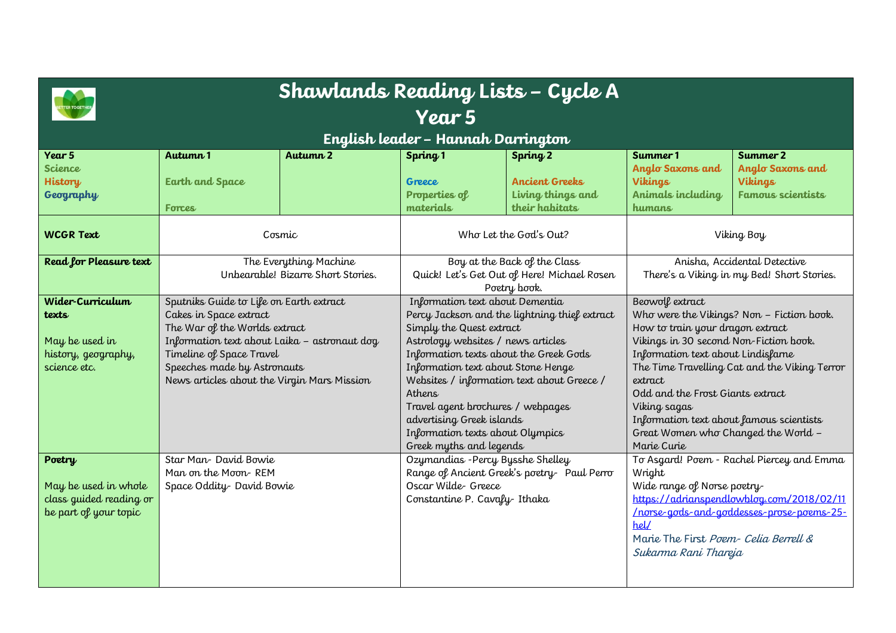# Shawlands Reading Lists – Cycle A
## Year 5
### English leader – Hannah Darrington

| Year 5<br>Science<br>History<br>Geography | Autumn 1 | Autumn 2 | Spring 1 | Spring 2 | Summer 1 | Summer 2 |
|---|---|---|---|---|---|---|
| | Earth and Space<br><br>Forces | | Greece<br>Properties of materials | Ancient Greeks<br>Living things and their habitats | Anglo Saxons and Vikings<br>Animals including humans | Anglo Saxons and Vikings<br>Famous scientists |
| **WCGR Text** | Cosmic | | Who Let the God's Out? | | Viking Boy | |
| **Read for Pleasure text** | The Everything Machine<br>Unbearable! Bizarre Short Stories. | | Boy at the Back of the Class<br>Quick! Let's Get Out of Here! Michael Rosen Poetry book. | | Anisha, Accidental Detective<br>There's a Viking in my Bed! Short Stories. | |
| **Wider-Curriculum texts**<br><br>May be used in history, geography, science etc. | Sputniks Guide to Life on Earth extract<br>Cakes in Space extract<br>The War of the Worlds extract<br>Information text about Laika – astronaut dog<br>Timeline of Space Travel<br>Speeches made by Astronauts<br>News articles about the Virgin Mars Mission | | Information text about Dementia<br>Percy Jackson and the lightning thief extract<br>Simply the Quest extract<br>Astrology websites / news articles<br>Information texts about the Greek Gods<br>Information text about Stone Henge<br>Websites / information text about Greece / Athens<br>Travel agent brochures / webpages advertising Greek islands<br>Information texts about Olympics<br>Greek myths and legends | | Beowolf extract<br>Who were the Vikings? Non – Fiction book.<br>How to train your dragon extract<br>Vikings in 30 second Non-Fiction book.<br>Information text about Lindisfarne<br>The Time Travelling Cat and the Viking Terror extract<br>Odd and the Frost Giants extract<br>Viking sagas<br>Information text about famous scientists<br>Great Women who Changed the World – Marie Curie | |
| **Poetry**<br><br>May be used in whole class guided reading or be part of your topic | Star Man- David Bowie<br>Man on the Moon- REM<br>Space Oddity- David Bowie | | Ozymandias -Percy Bysshe Shelley<br>Range of Ancient Greek's poetry- Paul Perro<br>Oscar Wilde- Greece<br>Constantine P. Cavafy- Ithaka | | To Asgard! Poem - Rachel Piercey and Emma Wright<br>Wide range of Norse poetry-<br>https://adrianspendlowblog.com/2018/02/11/norse-gods-and-goddesses-prose-poems-25-hel/<br>Marie The First *Poem- Celia Berrell & Sukarma Rani Thareja* | |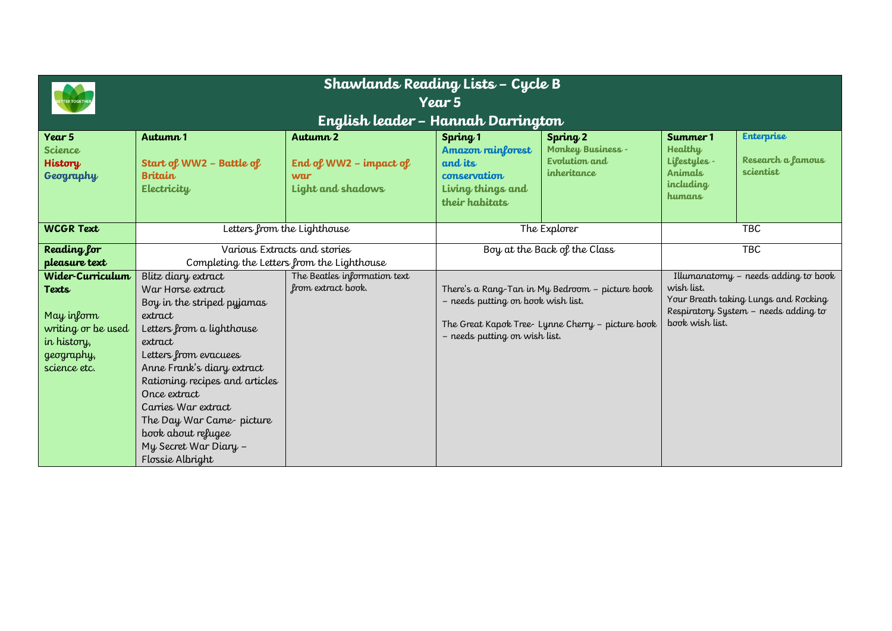# Shawlands Reading Lists – Cycle B
## Year 5
## English leader – Hannah Darrington

| Year 5 Science History Geography | Autumn 1 | Autumn 2 | Spring 1 | Spring 2 | Summer 1 | Enterprise |
|---|---|---|---|---|---|---|
| | Start of WW2 – Battle of Britain<br>Electricity | End of WW2 – impact of war<br>Light and shadows | Amazon rainforest and its conservation<br>Living things and their habitats | Monkey Business - Evolution and inheritance | Healthy Lifestyles - Animals including humans | Research a famous scientist |
| **WCGR Text** | Letters from the Lighthouse | | The Explorer | | TBC | |
| **Reading for pleasure text** | Various Extracts and stories<br>Completing the Letters from the Lighthouse | | Boy at the Back of the Class | | TBC | |
| **Wider-Curriculum Texts**<br><br>May inform writing or be used in history, geography, science etc. | Blitz diary extract<br>War Horse extract<br>Boy in the striped pyjamas extract<br>Letters from a lighthouse extract<br>Letters from evacuees<br>Anne Frank's diary extract<br>Rationing recipes and articles<br>Once extract<br>Carries War extract<br>The Day War Came- picture book about refugee<br>My Secret War Diary – Flossie Albright | The Beatles information text from extract book. | There's a Rang-Tan in My Bedroom – picture book – needs putting on book wish list.<br><br>The Great Kapok Tree- Lynne Cherry – picture book – needs putting on wish list. | | Illumanatomy – needs adding to book wish list.<br>Your Breath taking Lungs and Rocking Respiratory System – needs adding to book wish list. | |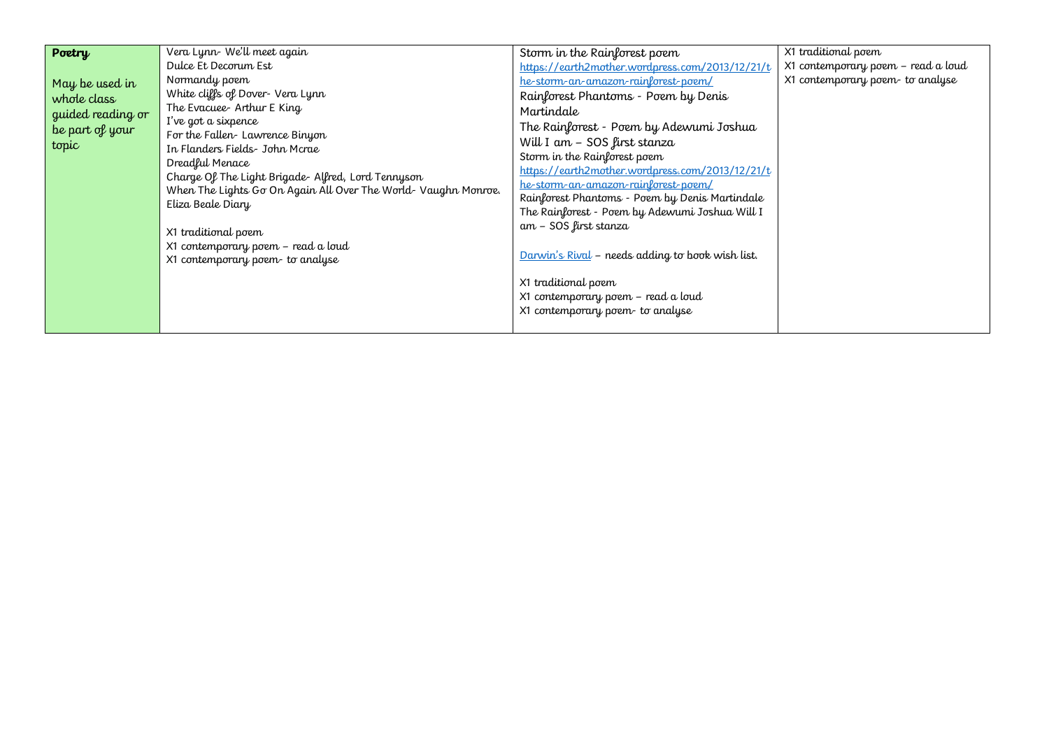| **Poetry**<br><br>May be used in whole class guided reading or be part of your topic | Vera Lynn- We'll meet again<br>Dulce Et Decorum Est<br>Normandy poem<br>White cliffs of Dover- Vera Lynn<br>The Evacuee- Arthur E King<br>I've got a sixpence<br>For the Fallen- Lawrence Binyon<br>In Flanders Fields- John Mcrae<br>Dreadful Menace<br>Charge Of The Light Brigade- Alfred, Lord Tennyson<br>When The Lights Go On Again All Over The World- Vaughn Monroe.<br>Eliza Beale Diary<br><br>X1 traditional poem<br>X1 contemporary poem – read a loud<br>X1 contemporary poem- to analyse | Storm in the Rainforest poem<br>https://earth2mother.wordpress.com/2013/12/21/the-storm-an-amazon-rainforest-poem/<br>Rainforest Phantoms - Poem by Denis Martindale<br>The Rainforest - Poem by Adewumi Joshua<br>Will I am – SOS first stanza<br>Storm in the Rainforest poem<br>https://earth2mother.wordpress.com/2013/12/21/the-storm-an-amazon-rainforest-poem/<br>Rainforest Phantoms - Poem by Denis Martindale<br>The Rainforest - Poem by Adewumi Joshua Will I am – SOS first stanza<br><br>Darwin's Rival – needs adding to book wish list.<br><br>X1 traditional poem<br>X1 contemporary poem – read a loud<br>X1 contemporary poem- to analyse | X1 traditional poem<br>X1 contemporary poem – read a loud<br>X1 contemporary poem- to analyse |
|---|---|---|---|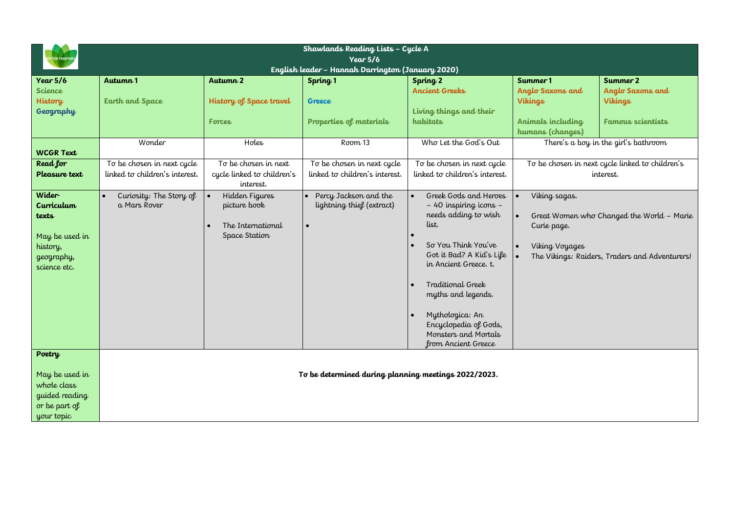**Shawlands Reading Lists – Cycle A**
**Year 5/6**
**English leader – Hannah Darrington (January 2020)**

| Year 5/6<br>Science<br>History<br>Geography | Autumn 1<br><br>Earth and Space | Autumn 2<br><br>History of Space travel<br><br>Forces | Spring 1<br><br>Greece<br><br>Properties of materials | Spring 2<br>Ancient Greeks<br><br>Living things and their habitats | Summer 1<br>Anglo Saxons and Vikings<br><br>Animals including humans (changes) | Summer 2<br>Anglo Saxons and Vikings<br><br>Famous scientists |
|---|---|---|---|---|---|---|
| **WCGR Text** | Wonder | Holes | Room 13 | Who Let the God's Out | There's a boy in the girl's bathroom | |
| **Read for Pleasure text** | To be chosen in next cycle linked to children's interest. | To be chosen in next cycle linked to children's interest. | To be chosen in next cycle linked to children's interest. | To be chosen in next cycle linked to children's interest. | To be chosen in next cycle linked to children's interest. | |
| **Wider-Curriculum texts**<br><br>May be used in history, geography, science etc. | • Curiosity: The Story of a Mars Rover | • Hidden Figures picture book<br>• The International Space Station | • Percy Jackson and the lightning thief (extract)<br>• | • Greek Gods and Heroes – 40 inspiring icons – needs adding to wish list.<br>•<br>• So You Think You've Got it Bad? A Kid's Life in Ancient Greece. t.<br>• Traditional Greek myths and legends.<br>• Mythologica: An Encyclopedia of Gods, Monsters and Mortals from Ancient Greece | • Viking sagas.<br>• Great Women who Changed the World – Marie Curie page.<br>• Viking Voyages<br>• The Vikings: Raiders, Traders and Adventurers! | |
| **Poetry**<br><br>May be used in whole class guided reading or be part of your topic | **To be determined during planning meetings 2022/2023.** | | | | | |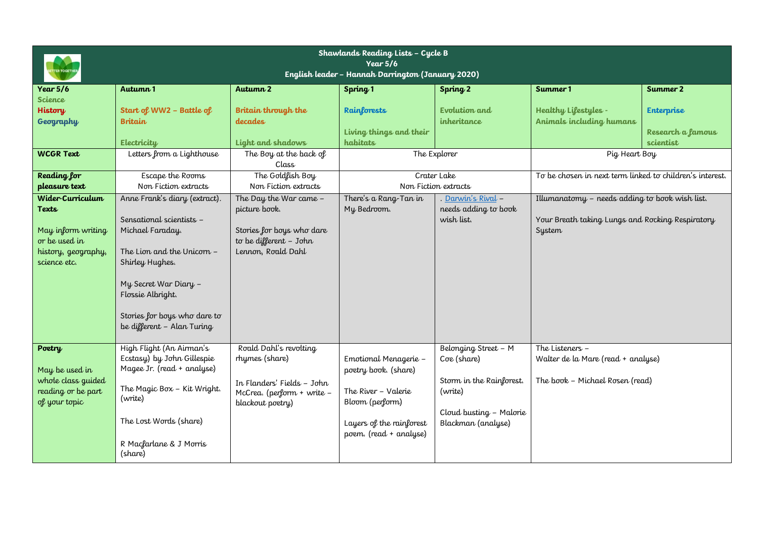| Shawlands Reading Lists – Cycle B<br>Year 5/6<br>English leader – Hannah Darrington (January 2020) | | | | | | |
|---|---|---|---|---|---|---|
| **Year 5/6**<br>**Science**<br>**History**<br>**Geography** | **Autumn 1**<br><br>**Start of WW2 – Battle of Britain**<br><br>**Electricity** | **Autumn 2**<br><br>**Britain through the decades**<br><br>**Light and shadows** | **Spring 1**<br><br>**Rainforests**<br><br>**Living things and their habitats** | **Spring 2**<br><br>**Evolution and inheritance** | **Summer 1**<br><br>**Healthy Lifestyles - Animals including humans** | **Summer 2**<br><br>**Enterprise**<br><br>**Research a famous scientist** |
| **WCGR Text** | Letters from a Lighthouse | The Boy at the back of Class | The Explorer | | Pig Heart Boy | |
| **Reading for pleasure text** | Escape the Rooms<br>Non Fiction extracts | The Goldfish Boy<br>Non Fiction extracts | Crater Lake<br>Non Fiction extracts | | To be chosen in next term linked to children's interest. | |
| **Wider-Curriculum Texts**<br><br>May inform writing or be used in history, geography, science etc. | Anne Frank's diary (extract).<br><br>Sensational scientists – Michael Faraday.<br><br>The Lion and the Unicorn – Shirley Hughes.<br><br>My Secret War Diary – Flossie Albright.<br><br>Stories for boys who dare to be different – Alan Turing | The Day the War came – picture book.<br><br>Stories for boys who dare to be different – John Lennon, Roald Dahl | There's a Rang-Tan in My Bedroom. | . Darwin's Rival – needs adding to book wish list. | Illumanatomy – needs adding to book wish list.<br><br>Your Breath taking Lungs and Rocking Respiratory System | |
| **Poetry**<br><br>May be used in whole class guided reading or be part of your topic | High Flight (An Airman's Ecstasy) by John Gillespie Magee Jr. (read + analyse)<br><br>The Magic Box – Kit Wright. (write)<br><br>The Lost Words (share)<br><br>R Macfarlane & J Morris (share) | Roald Dahl's revolting rhymes (share)<br><br>In Flanders' Fields – John McCrea. (perform + write – blackout poetry) | Emotional Menagerie – poetry book. (share)<br><br>The River – Valerie Bloom (perform)<br><br>Layers of the rainforest poem. (read + analyse) | Belonging Street – M Coe (share)<br><br>Storm in the Rainforest. (write)<br><br>Cloud busting – Malorie Blackman (analyse) | The Listeners –<br>Walter de la Mare (read + analyse)<br><br>The book – Michael Rosen (read) | |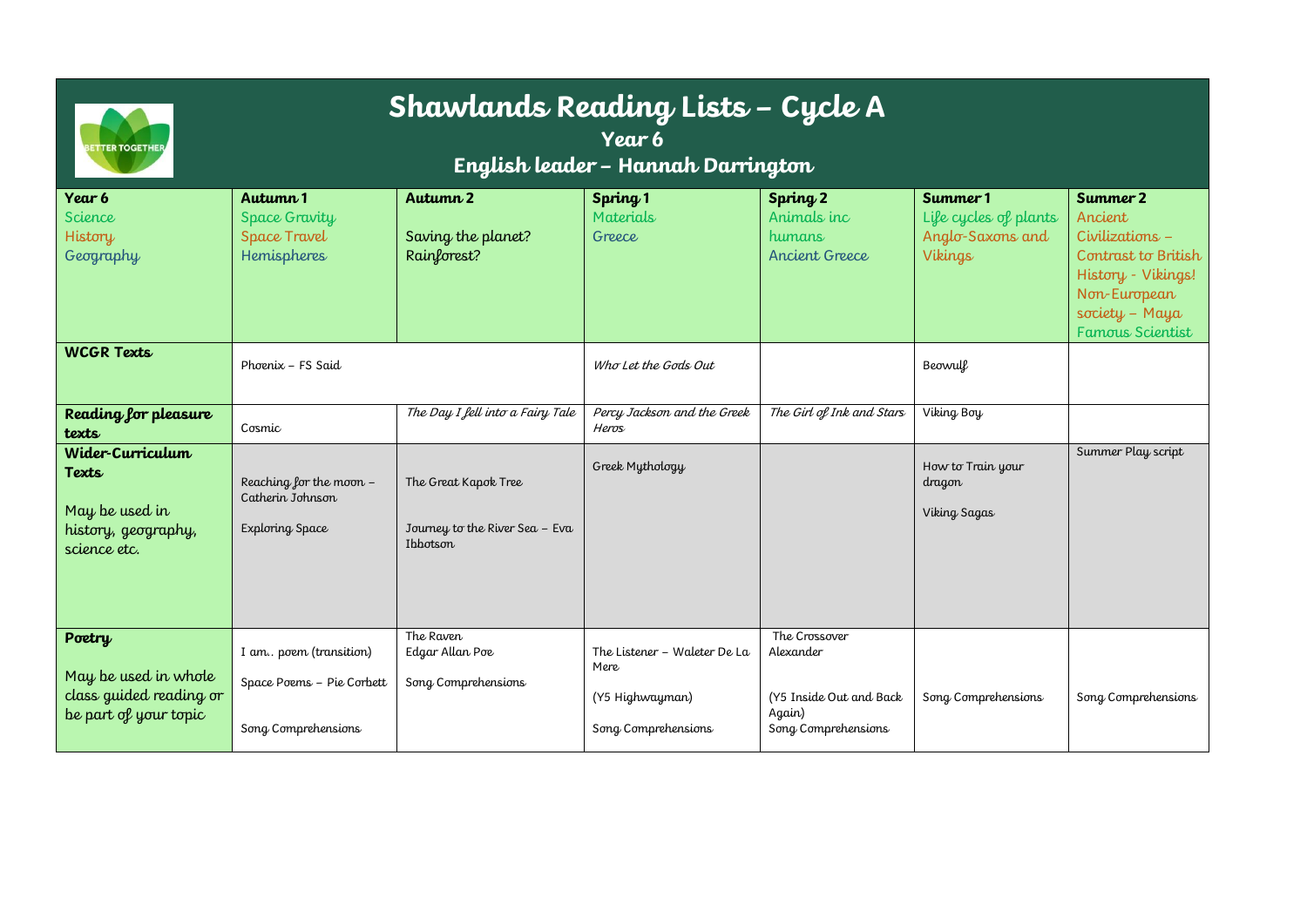# Shawlands Reading Lists – Cycle A

## Year 6

## English leader – Hannah Darrington

| Year 6<br>Science<br>History<br>Geography | Autumn 1<br>Space Gravity<br>Space Travel<br>Hemispheres | Autumn 2<br><br>Saving the planet?<br>Rainforest? | Spring 1<br>Materials<br>Greece | Spring 2<br>Animals inc humans<br>Ancient Greece | Summer 1<br>Life cycles of plants<br>Anglo-Saxons and Vikings | Summer 2<br>Ancient Civilizations – Contrast to British History - Vikings!<br>Non-European society – Maya<br>Famous Scientist |
|---|---|---|---|---|---|---|
| **WCGR Texts** | Phoenix – FS Said | | *Who Let the Gods Out* | | Beowulf | |
| **Reading for pleasure texts** | Cosmic | *The Day I fell into a Fairy Tale* | *Percy Jackson and the Greek Heros* | *The Girl of Ink and Stars* | Viking Boy | |
| **Wider-Curriculum Texts**<br><br>May be used in history, geography, science etc. | Reaching for the moon – Catherin Johnson<br><br>Exploring Space | The Great Kapok Tree<br><br>Journey to the River Sea – Eva Ibbotson | Greek Mythology | | How to Train your dragon<br><br>Viking Sagas | Summer Play script |
| **Poetry**<br><br>May be used in whole class guided reading or be part of your topic | I am.. poem (transition)<br><br>Space Poems – Pie Corbett<br><br>Song Comprehensions | The Raven<br>Edgar Allan Poe<br><br>Song Comprehensions | The Listener – Waleter De La Mere<br><br>(Y5 Highwayman)<br><br>Song Comprehensions | The Crossover<br>Alexander<br><br>(Y5 Inside Out and Back Again)<br>Song Comprehensions | Song Comprehensions | Song Comprehensions |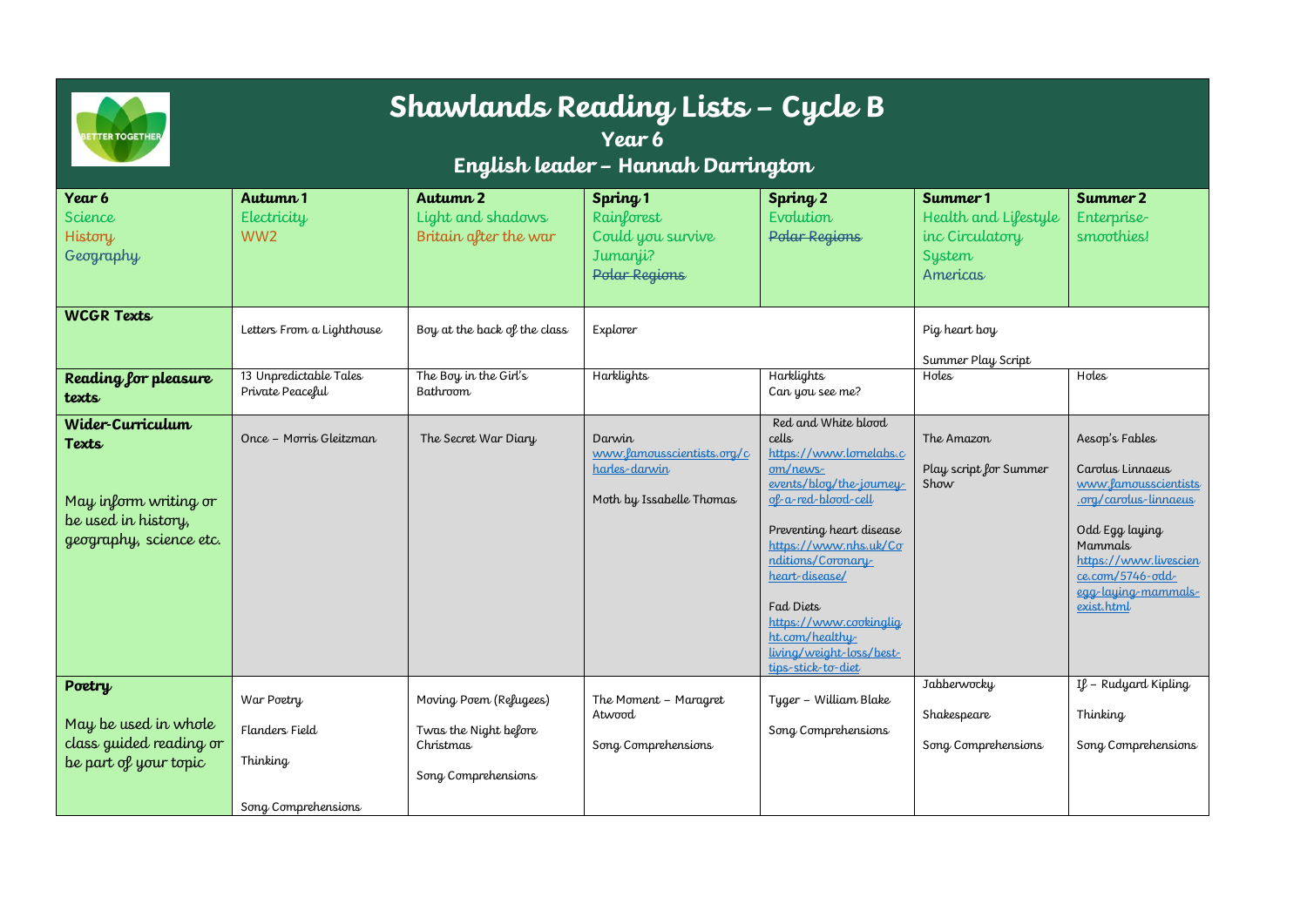# Shawlands Reading Lists – Cycle B

## Year 6

### English leader – Hannah Darrington

| Year 6<br>Science<br>History<br>Geography | Autumn 1<br>Electricity<br>WW2 | Autumn 2<br>Light and shadows<br>Britain after the war | Spring 1<br>Rainforest<br>Could you survive Jumanji?<br>~~Polar Regions~~ | Spring 2<br>Evolution<br>~~Polar Regions~~ | Summer 1<br>Health and Lifestyle inc Circulatory System<br>Americas | Summer 2<br>Enterprise- smoothies! |
|---|---|---|---|---|---|---|
| **WCGR Texts** | Letters From a Lighthouse | Boy at the back of the class | Explorer | | Pig heart boy<br><br>Summer Play Script | |
| **Reading for pleasure texts** | 13 Unpredictable Tales<br>Private Peaceful | The Boy in the Girl's Bathroom | Harklights | Harklights<br>Can you see me? | Holes | Holes |
| **Wider-Curriculum Texts**<br><br>May inform writing or be used in history, geography, science etc. | Once – Morris Gleitzman | The Secret War Diary | Darwin<br>www.famousscientists.org/charles-darwin<br><br>Moth by Issabelle Thomas | Red and White blood cells<br>https://www.lornelabs.com/news-events/blog/the-journey-of-a-red-blood-cell<br><br>Preventing heart disease<br>https://www.nhs.uk/Conditions/Coronary-heart-disease/<br><br>Fad Diets<br>https://www.cookinglight.com/healthy-living/weight-loss/best-tips-stick-to-diet | The Amazon<br><br>Play script for Summer Show | Aesop's Fables<br><br>Carolus Linnaeus<br>www.famousscientists.org/carolus-linnaeus<br><br>Odd Egg laying Mammals<br>https://www.livescience.com/5746-odd-egg-laying-mammals-exist.html |
| **Poetry**<br><br>May be used in whole class guided reading or be part of your topic | War Poetry<br><br>Flanders Field<br><br>Thinking<br><br>Song Comprehensions | Moving Poem (Refugees)<br><br>Twas the Night before Christmas<br><br>Song Comprehensions | The Moment – Maragret Atwood<br><br>Song Comprehensions | Tyger – William Blake<br><br>Song Comprehensions | Jabberwocky<br><br>Shakespeare<br><br>Song Comprehensions | If – Rudyard Kipling<br><br>Thinking<br><br>Song Comprehensions |